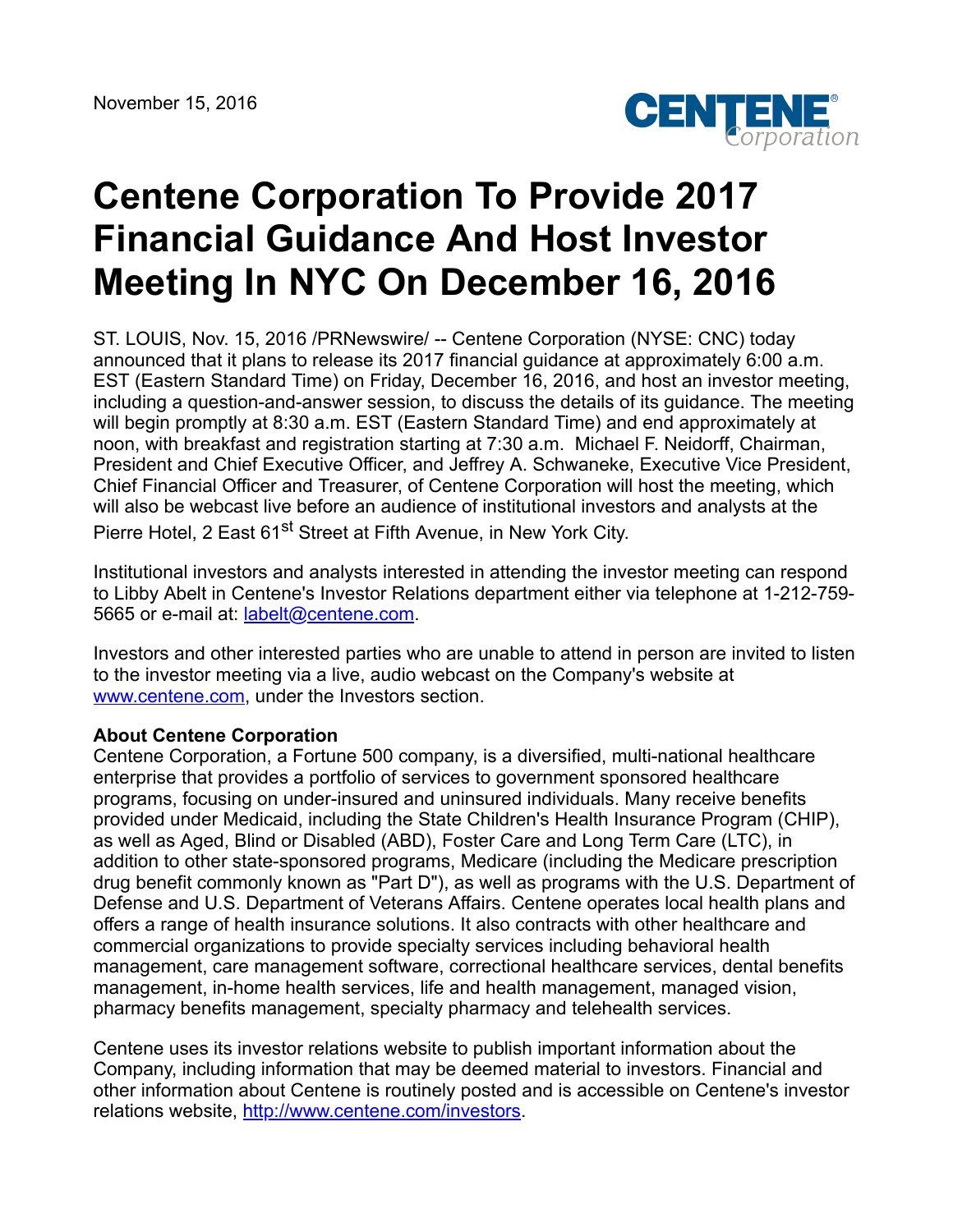November 15, 2016

# Centene Corporation To Provide 2017 Financial Guidance And Host Investor Meeting In NYC On December 16, 2016

ST. LOUIS, Nov. 15, 2016 /PRNewswire/ -- Centene Corporation (NYSE: CNC) today announced that it plans to release its 2017 financial guidance at approximately 6:00 a.m. EST (Eastern Standard Time) on Friday, December 16, 2016, and host an investor meeting, including a question-and-answer session, to discuss the details of its guidance. The meeting will begin promptly at 8:30 a.m. EST (Eastern Standard Time) and end approximately at noon, with breakfast and registration starting at 7:30 a.m. Michael F. Neidorff, Chairman, President and Chief Executive Officer, and Jeffrey A. Schwaneke, Executive Vice President, Chief Financial Officer and Treasurer, of Centene Corporation will host the meeting, which will also be webcast live before an audience of institutional investors and analysts at the Pierre Hotel, 2 East 61st Street at Fifth Avenue, in New York City.

Institutional investors and analysts interested in attending the investor meeting can respond to Libby Abelt in Centene's Investor Relations department either via telephone at 1-212-759-5665 or e-mail at: labelt@centene.com.

Investors and other interested parties who are unable to attend in person are invited to listen to the investor meeting via a live, audio webcast on the Company's website at www.centene.com, under the Investors section.

**About Centene Corporation**

Centene Corporation, a Fortune 500 company, is a diversified, multi-national healthcare enterprise that provides a portfolio of services to government sponsored healthcare programs, focusing on under-insured and uninsured individuals. Many receive benefits provided under Medicaid, including the State Children's Health Insurance Program (CHIP), as well as Aged, Blind or Disabled (ABD), Foster Care and Long Term Care (LTC), in addition to other state-sponsored programs, Medicare (including the Medicare prescription drug benefit commonly known as "Part D"), as well as programs with the U.S. Department of Defense and U.S. Department of Veterans Affairs. Centene operates local health plans and offers a range of health insurance solutions. It also contracts with other healthcare and commercial organizations to provide specialty services including behavioral health management, care management software, correctional healthcare services, dental benefits management, in-home health services, life and health management, managed vision, pharmacy benefits management, specialty pharmacy and telehealth services.

Centene uses its investor relations website to publish important information about the Company, including information that may be deemed material to investors. Financial and other information about Centene is routinely posted and is accessible on Centene's investor relations website, http://www.centene.com/investors.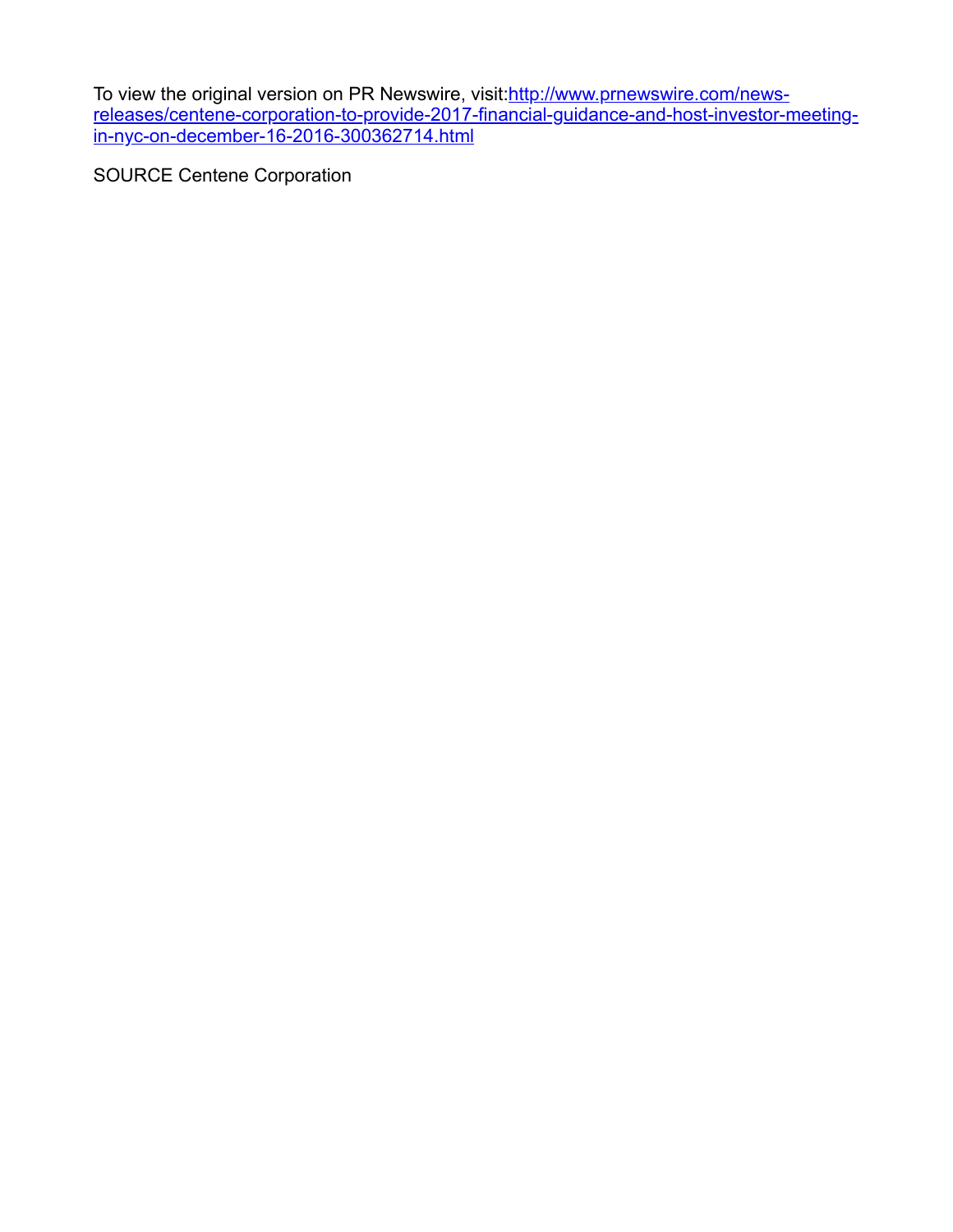To view the original version on PR Newswire, visit:http://www.prnewswire.com/news-releases/centene-corporation-to-provide-2017-financial-guidance-and-host-investor-meeting-in-nyc-on-december-16-2016-300362714.html

SOURCE Centene Corporation